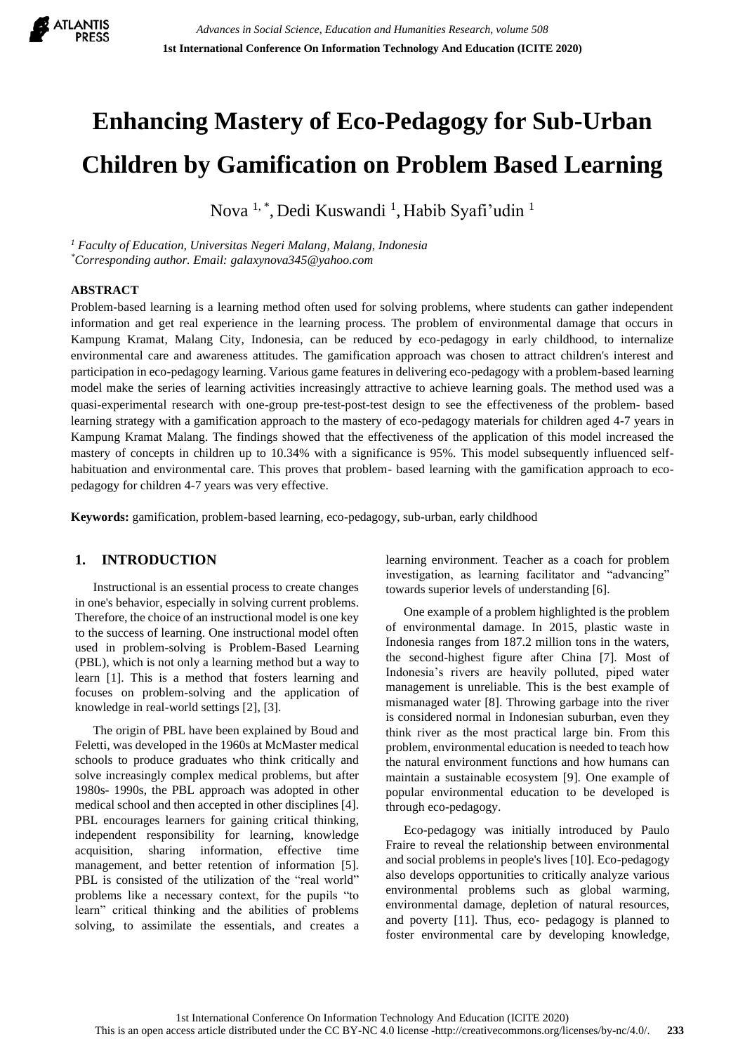# Enhancing Mastery of Eco-Pedagogy for Sub-Urban Children by Gamification on Problem Based Learning

Nova [1,*], Dedi Kuswandi [1], Habib Syafi'udin [1]

[1] *Faculty of Education, Universitas Negeri Malang, Malang, Indonesia*
[*] *Corresponding author. Email: galaxynova345@yahoo.com*

## ABSTRACT

Problem-based learning is a learning method often used for solving problems, where students can gather independent information and get real experience in the learning process. The problem of environmental damage that occurs in Kampung Kramat, Malang City, Indonesia, can be reduced by eco-pedagogy in early childhood, to internalize environmental care and awareness attitudes. The gamification approach was chosen to attract children's interest and participation in eco-pedagogy learning. Various game features in delivering eco-pedagogy with a problem-based learning model make the series of learning activities increasingly attractive to achieve learning goals. The method used was a quasi-experimental research with one-group pre-test-post-test design to see the effectiveness of the problem- based learning strategy with a gamification approach to the mastery of eco-pedagogy materials for children aged 4-7 years in Kampung Kramat Malang. The findings showed that the effectiveness of the application of this model increased the mastery of concepts in children up to 10.34% with a significance is 95%. This model subsequently influenced self-habituation and environmental care. This proves that problem- based learning with the gamification approach to eco-pedagogy for children 4-7 years was very effective.

**Keywords:** gamification, problem-based learning, eco-pedagogy, sub-urban, early childhood

## 1. INTRODUCTION

Instructional is an essential process to create changes in one's behavior, especially in solving current problems. Therefore, the choice of an instructional model is one key to the success of learning. One instructional model often used in problem-solving is Problem-Based Learning (PBL), which is not only a learning method but a way to learn [1]. This is a method that fosters learning and focuses on problem-solving and the application of knowledge in real-world settings [2], [3].

The origin of PBL have been explained by Boud and Feletti, was developed in the 1960s at McMaster medical schools to produce graduates who think critically and solve increasingly complex medical problems, but after 1980s- 1990s, the PBL approach was adopted in other medical school and then accepted in other disciplines [4]. PBL encourages learners for gaining critical thinking, independent responsibility for learning, knowledge acquisition, sharing information, effective time management, and better retention of information [5]. PBL is consisted of the utilization of the "real world" problems like a necessary context, for the pupils "to learn" critical thinking and the abilities of problems solving, to assimilate the essentials, and creates a learning environment. Teacher as a coach for problem investigation, as learning facilitator and "advancing" towards superior levels of understanding [6].

One example of a problem highlighted is the problem of environmental damage. In 2015, plastic waste in Indonesia ranges from 187.2 million tons in the waters, the second-highest figure after China [7]. Most of Indonesia's rivers are heavily polluted, piped water management is unreliable. This is the best example of mismanaged water [8]. Throwing garbage into the river is considered normal in Indonesian suburban, even they think river as the most practical large bin. From this problem, environmental education is needed to teach how the natural environment functions and how humans can maintain a sustainable ecosystem [9]. One example of popular environmental education to be developed is through eco-pedagogy.

Eco-pedagogy was initially introduced by Paulo Fraire to reveal the relationship between environmental and social problems in people's lives [10]. Eco-pedagogy also develops opportunities to critically analyze various environmental problems such as global warming, environmental damage, depletion of natural resources, and poverty [11]. Thus, eco- pedagogy is planned to foster environmental care by developing knowledge,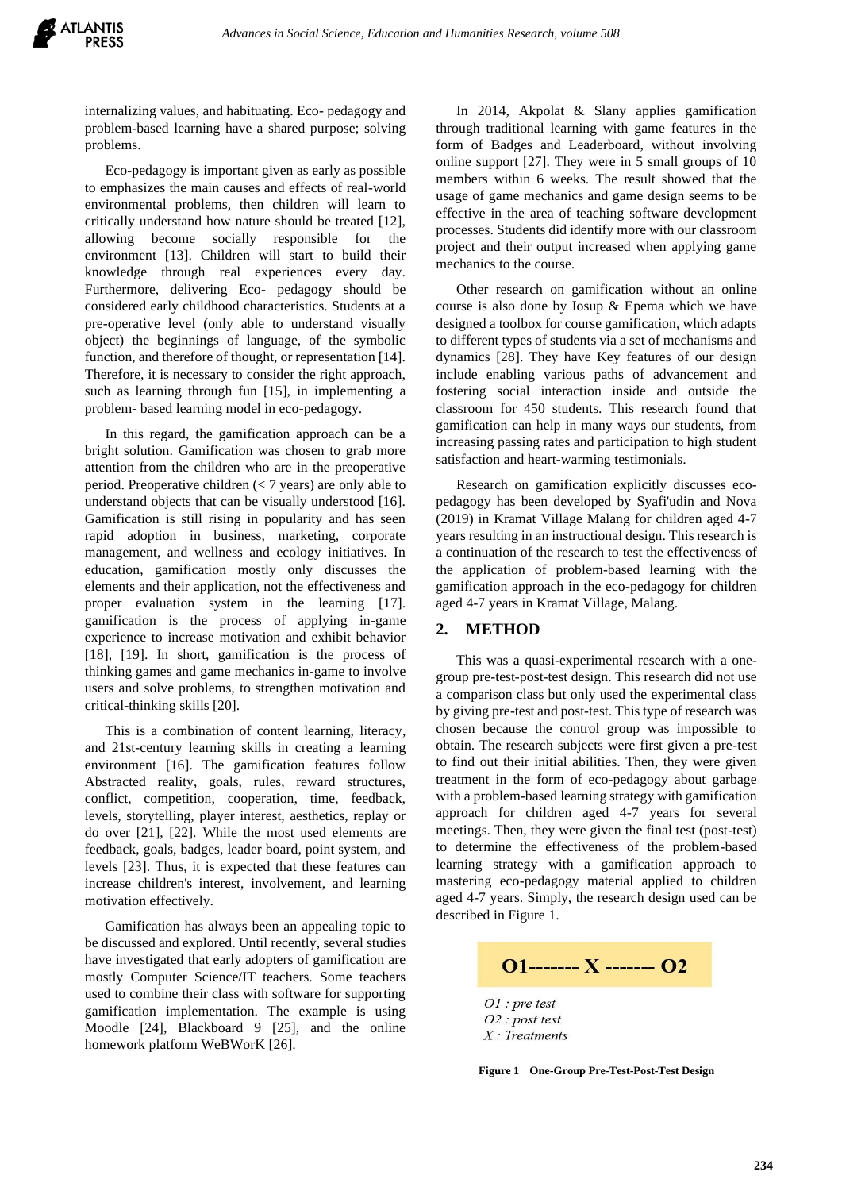internalizing values, and habituating. Eco- pedagogy and problem-based learning have a shared purpose; solving problems.

Eco-pedagogy is important given as early as possible to emphasizes the main causes and effects of real-world environmental problems, then children will learn to critically understand how nature should be treated [12], allowing become socially responsible for the environment [13]. Children will start to build their knowledge through real experiences every day. Furthermore, delivering Eco- pedagogy should be considered early childhood characteristics. Students at a pre-operative level (only able to understand visually object) the beginnings of language, of the symbolic function, and therefore of thought, or representation [14]. Therefore, it is necessary to consider the right approach, such as learning through fun [15], in implementing a problem- based learning model in eco-pedagogy.

In this regard, the gamification approach can be a bright solution. Gamification was chosen to grab more attention from the children who are in the preoperative period. Preoperative children (< 7 years) are only able to understand objects that can be visually understood [16]. Gamification is still rising in popularity and has seen rapid adoption in business, marketing, corporate management, and wellness and ecology initiatives. In education, gamification mostly only discusses the elements and their application, not the effectiveness and proper evaluation system in the learning [17]. gamification is the process of applying in-game experience to increase motivation and exhibit behavior [18], [19]. In short, gamification is the process of thinking games and game mechanics in-game to involve users and solve problems, to strengthen motivation and critical-thinking skills [20].

This is a combination of content learning, literacy, and 21st-century learning skills in creating a learning environment [16]. The gamification features follow Abstracted reality, goals, rules, reward structures, conflict, competition, cooperation, time, feedback, levels, storytelling, player interest, aesthetics, replay or do over [21], [22]. While the most used elements are feedback, goals, badges, leader board, point system, and levels [23]. Thus, it is expected that these features can increase children's interest, involvement, and learning motivation effectively.

Gamification has always been an appealing topic to be discussed and explored. Until recently, several studies have investigated that early adopters of gamification are mostly Computer Science/IT teachers. Some teachers used to combine their class with software for supporting gamification implementation. The example is using Moodle [24], Blackboard 9 [25], and the online homework platform WeBWorK [26].

In 2014, Akpolat & Slany applies gamification through traditional learning with game features in the form of Badges and Leaderboard, without involving online support [27]. They were in 5 small groups of 10 members within 6 weeks. The result showed that the usage of game mechanics and game design seems to be effective in the area of teaching software development processes. Students did identify more with our classroom project and their output increased when applying game mechanics to the course.

Other research on gamification without an online course is also done by Iosup & Epema which we have designed a toolbox for course gamification, which adapts to different types of students via a set of mechanisms and dynamics [28]. They have Key features of our design include enabling various paths of advancement and fostering social interaction inside and outside the classroom for 450 students. This research found that gamification can help in many ways our students, from increasing passing rates and participation to high student satisfaction and heart-warming testimonials.

Research on gamification explicitly discusses eco-pedagogy has been developed by Syafi'udin and Nova (2019) in Kramat Village Malang for children aged 4-7 years resulting in an instructional design. This research is a continuation of the research to test the effectiveness of the application of problem-based learning with the gamification approach in the eco-pedagogy for children aged 4-7 years in Kramat Village, Malang.

## 2. METHOD

This was a quasi-experimental research with a one-group pre-test-post-test design. This research did not use a comparison class but only used the experimental class by giving pre-test and post-test. This type of research was chosen because the control group was impossible to obtain. The research subjects were first given a pre-test to find out their initial abilities. Then, they were given treatment in the form of eco-pedagogy about garbage with a problem-based learning strategy with gamification approach for children aged 4-7 years for several meetings. Then, they were given the final test (post-test) to determine the effectiveness of the problem-based learning strategy with a gamification approach to mastering eco-pedagogy material applied to children aged 4-7 years. Simply, the research design used can be described in Figure 1.

**O1------- X ------- O2**

*O1 : pre test*
*O2 : post test*
*X : Treatments*

**Figure 1 One-Group Pre-Test-Post-Test Design**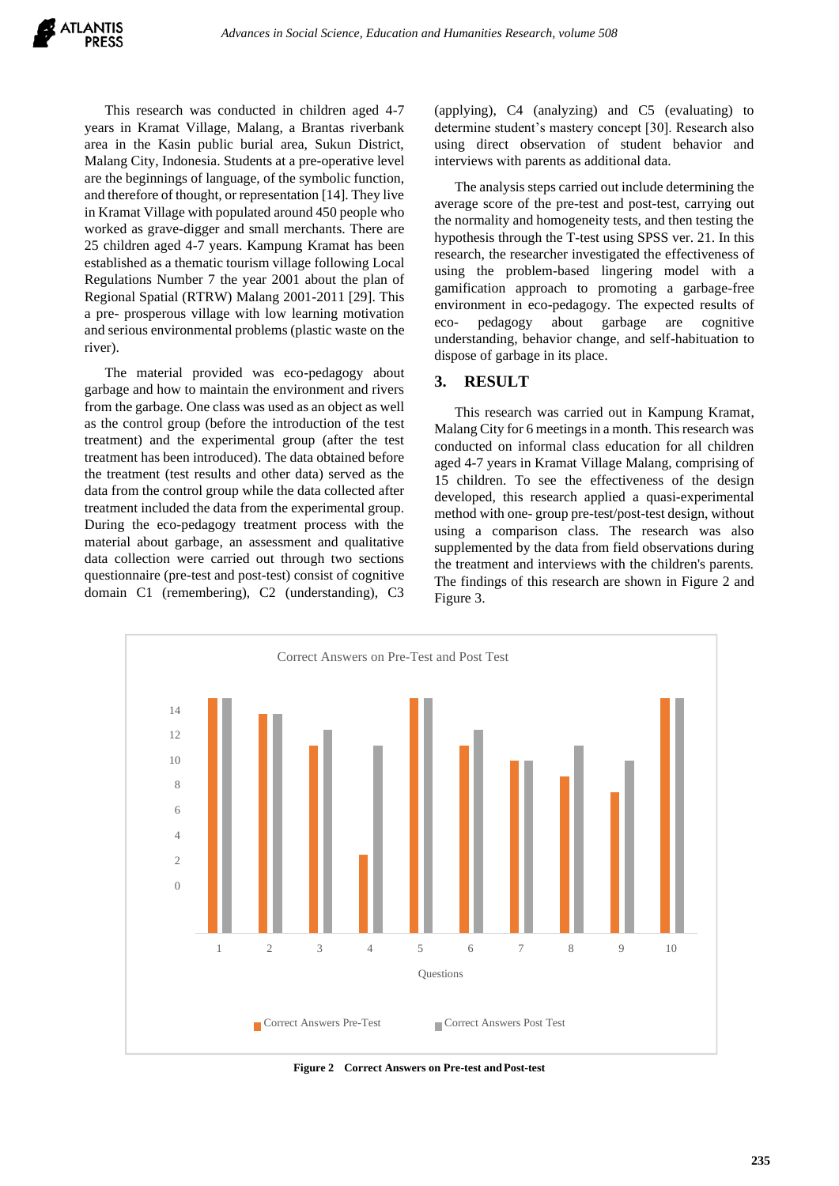This research was conducted in children aged 4-7 years in Kramat Village, Malang, a Brantas riverbank area in the Kasin public burial area, Sukun District, Malang City, Indonesia. Students at a pre-operative level are the beginnings of language, of the symbolic function, and therefore of thought, or representation [14]. They live in Kramat Village with populated around 450 people who worked as grave-digger and small merchants. There are 25 children aged 4-7 years. Kampung Kramat has been established as a thematic tourism village following Local Regulations Number 7 the year 2001 about the plan of Regional Spatial (RTRW) Malang 2001-2011 [29]. This a pre- prosperous village with low learning motivation and serious environmental problems (plastic waste on the river).

The material provided was eco-pedagogy about garbage and how to maintain the environment and rivers from the garbage. One class was used as an object as well as the control group (before the introduction of the test treatment) and the experimental group (after the test treatment has been introduced). The data obtained before the treatment (test results and other data) served as the data from the control group while the data collected after treatment included the data from the experimental group. During the eco-pedagogy treatment process with the material about garbage, an assessment and qualitative data collection were carried out through two sections questionnaire (pre-test and post-test) consist of cognitive domain C1 (remembering), C2 (understanding), C3 (applying), C4 (analyzing) and C5 (evaluating) to determine student's mastery concept [30]. Research also using direct observation of student behavior and interviews with parents as additional data.

The analysis steps carried out include determining the average score of the pre-test and post-test, carrying out the normality and homogeneity tests, and then testing the hypothesis through the T-test using SPSS ver. 21. In this research, the researcher investigated the effectiveness of using the problem-based lingering model with a gamification approach to promoting a garbage-free environment in eco-pedagogy. The expected results of eco- pedagogy about garbage are cognitive understanding, behavior change, and self-habituation to dispose of garbage in its place.

## 3. RESULT

This research was carried out in Kampung Kramat, Malang City for 6 meetings in a month. This research was conducted on informal class education for all children aged 4-7 years in Kramat Village Malang, comprising of 15 children. To see the effectiveness of the design developed, this research applied a quasi-experimental method with one- group pre-test/post-test design, without using a comparison class. The research was also supplemented by the data from field observations during the treatment and interviews with the children's parents. The findings of this research are shown in Figure 2 and Figure 3.

**Figure 2** Correct Answers on Pre-test and Post-test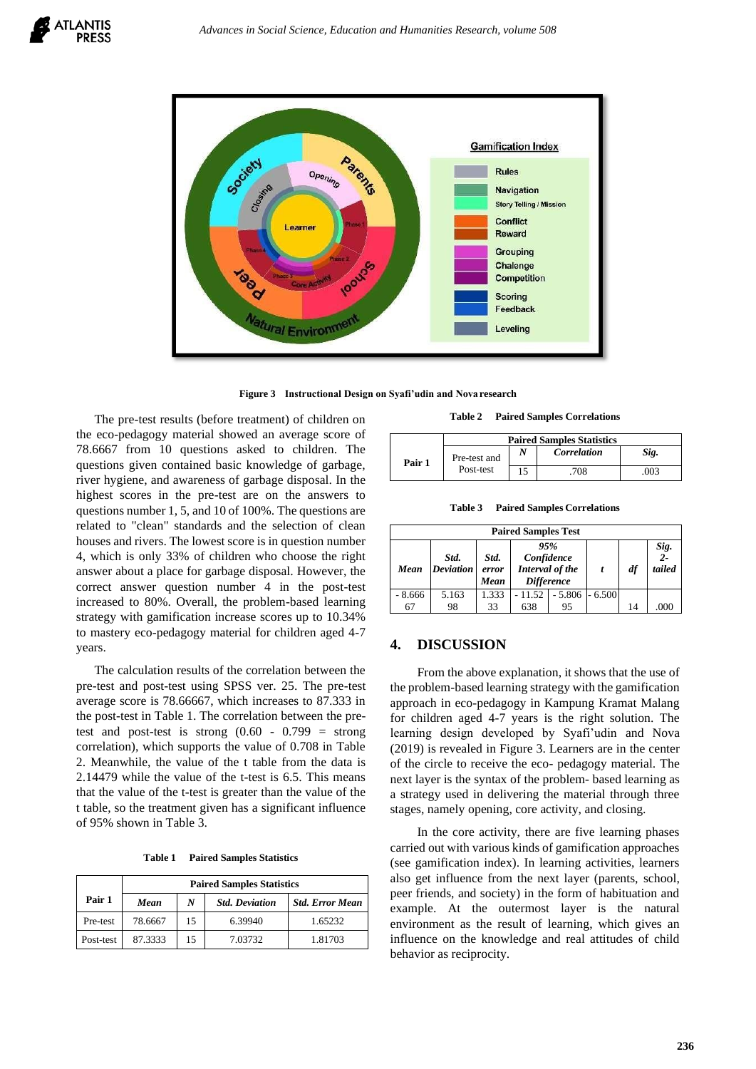Figure 3 Instructional Design on Syafi'udin and Nova research

The pre-test results (before treatment) of children on the eco-pedagogy material showed an average score of 78.6667 from 10 questions asked to children. The questions given contained basic knowledge of garbage, river hygiene, and awareness of garbage disposal. In the highest scores in the pre-test are on the answers to questions number 1, 5, and 10 of 100%. The questions are related to "clean" standards and the selection of clean houses and rivers. The lowest score is in question number 4, which is only 33% of children who choose the right answer about a place for garbage disposal. However, the correct answer question number 4 in the post-test increased to 80%. Overall, the problem-based learning strategy with gamification increase scores up to 10.34% to mastery eco-pedagogy material for children aged 4-7 years.

The calculation results of the correlation between the pre-test and post-test using SPSS ver. 25. The pre-test average score is 78.66667, which increases to 87.333 in the post-test in Table 1. The correlation between the pre-test and post-test is strong (0.60 - 0.799 = strong correlation), which supports the value of 0.708 in Table 2. Meanwhile, the value of the t table from the data is 2.14479 while the value of the t-test is 6.5. This means that the value of the t-test is greater than the value of the t table, so the treatment given has a significant influence of 95% shown in Table 3.

**Table 1** Paired Samples Statistics

| Pair 1 | Paired Samples Statistics | | | |
|---|---|---|---|---|
| | ***Mean*** | ***N*** | ***Std. Deviation*** | ***Std. Error Mean*** |
| Pre-test | 78.6667 | 15 | 6.39940 | 1.65232 |
| Post-test | 87.3333 | 15 | 7.03732 | 1.81703 |

**Table 2** Paired Samples Correlations

| | Paired Samples Statistics | | | |
|---|---|---|---|---|
| Pair 1 | Pre-test and Post-test | ***N*** | ***Correlation*** | ***Sig.*** |
| | | 15 | .708 | .003 |

**Table 3** Paired Samples Correlations

| Paired Samples Test | | | | | | | |
|---|---|---|---|---|---|---|---|
| ***Mean*** | ***Std. Deviation*** | ***Std. error Mean*** | ***95% Confidence Interval of the Difference*** | | ***t*** | ***df*** | ***Sig. 2-tailed*** |
| - 8.66667 | 5.16398 | 1.33333 | - 11.52638 | - 5.80695 | - 6.500 | 14 | .000 |

## 4. DISCUSSION

From the above explanation, it shows that the use of the problem-based learning strategy with the gamification approach in eco-pedagogy in Kampung Kramat Malang for children aged 4-7 years is the right solution. The learning design developed by Syafi'udin and Nova (2019) is revealed in Figure 3. Learners are in the center of the circle to receive the eco- pedagogy material. The next layer is the syntax of the problem- based learning as a strategy used in delivering the material through three stages, namely opening, core activity, and closing.

In the core activity, there are five learning phases carried out with various kinds of gamification approaches (see gamification index). In learning activities, learners also get influence from the next layer (parents, school, peer friends, and society) in the form of habituation and example. At the outermost layer is the natural environment as the result of learning, which gives an influence on the knowledge and real attitudes of child behavior as reciprocity.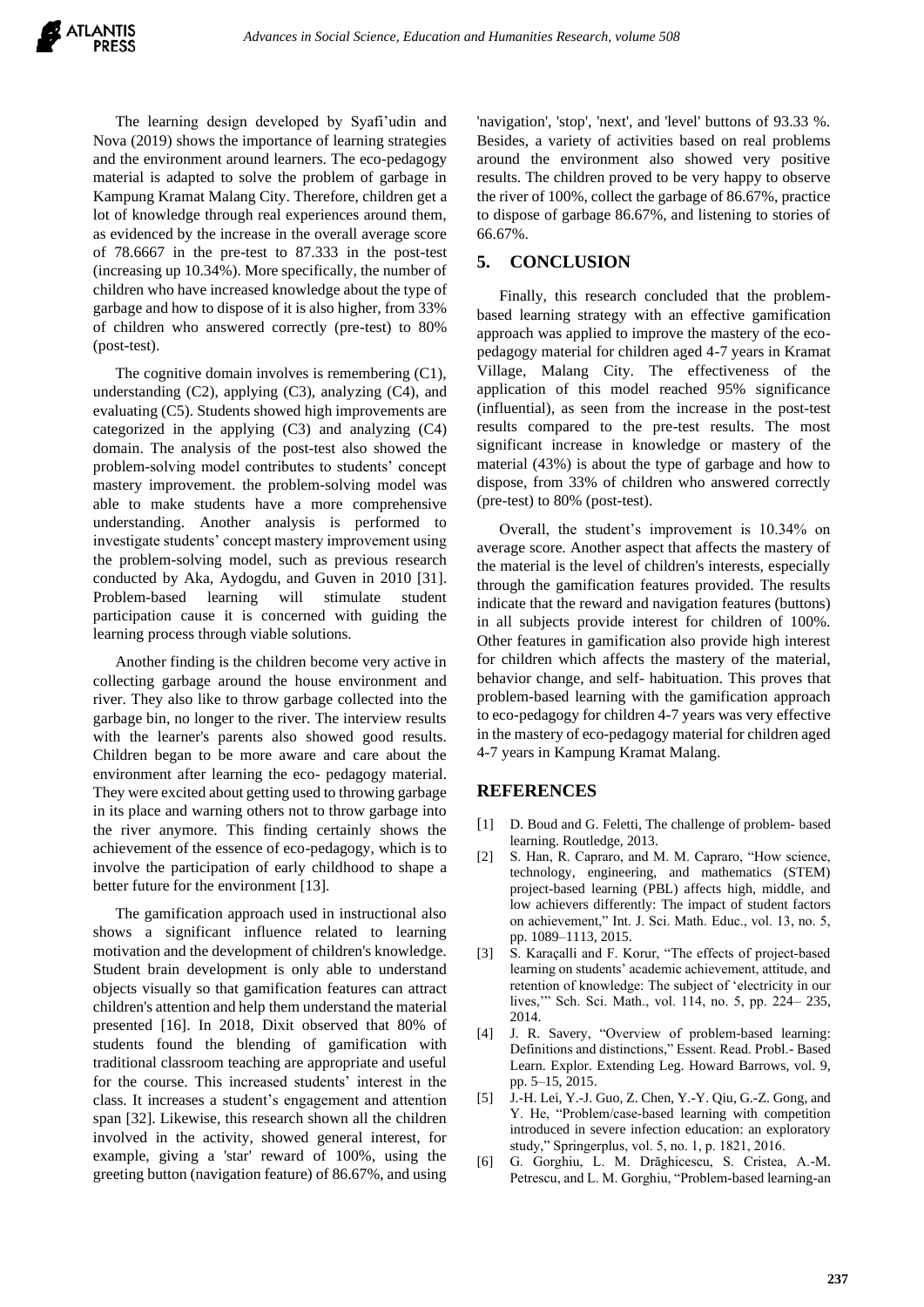The learning design developed by Syafi'udin and Nova (2019) shows the importance of learning strategies and the environment around learners. The eco-pedagogy material is adapted to solve the problem of garbage in Kampung Kramat Malang City. Therefore, children get a lot of knowledge through real experiences around them, as evidenced by the increase in the overall average score of 78.6667 in the pre-test to 87.333 in the post-test (increasing up 10.34%). More specifically, the number of children who have increased knowledge about the type of garbage and how to dispose of it is also higher, from 33% of children who answered correctly (pre-test) to 80% (post-test).

The cognitive domain involves is remembering (C1), understanding (C2), applying (C3), analyzing (C4), and evaluating (C5). Students showed high improvements are categorized in the applying (C3) and analyzing (C4) domain. The analysis of the post-test also showed the problem-solving model contributes to students' concept mastery improvement. the problem-solving model was able to make students have a more comprehensive understanding. Another analysis is performed to investigate students' concept mastery improvement using the problem-solving model, such as previous research conducted by Aka, Aydogdu, and Guven in 2010 [31]. Problem-based learning will stimulate student participation cause it is concerned with guiding the learning process through viable solutions.

Another finding is the children become very active in collecting garbage around the house environment and river. They also like to throw garbage collected into the garbage bin, no longer to the river. The interview results with the learner's parents also showed good results. Children began to be more aware and care about the environment after learning the eco- pedagogy material. They were excited about getting used to throwing garbage in its place and warning others not to throw garbage into the river anymore. This finding certainly shows the achievement of the essence of eco-pedagogy, which is to involve the participation of early childhood to shape a better future for the environment [13].

The gamification approach used in instructional also shows a significant influence related to learning motivation and the development of children's knowledge. Student brain development is only able to understand objects visually so that gamification features can attract children's attention and help them understand the material presented [16]. In 2018, Dixit observed that 80% of students found the blending of gamification with traditional classroom teaching are appropriate and useful for the course. This increased students' interest in the class. It increases a student's engagement and attention span [32]. Likewise, this research shown all the children involved in the activity, showed general interest, for example, giving a 'star' reward of 100%, using the greeting button (navigation feature) of 86.67%, and using 'navigation', 'stop', 'next', and 'level' buttons of 93.33 %. Besides, a variety of activities based on real problems around the environment also showed very positive results. The children proved to be very happy to observe the river of 100%, collect the garbage of 86.67%, practice to dispose of garbage 86.67%, and listening to stories of 66.67%.

## 5. CONCLUSION

Finally, this research concluded that the problem-based learning strategy with an effective gamification approach was applied to improve the mastery of the eco-pedagogy material for children aged 4-7 years in Kramat Village, Malang City. The effectiveness of the application of this model reached 95% significance (influential), as seen from the increase in the post-test results compared to the pre-test results. The most significant increase in knowledge or mastery of the material (43%) is about the type of garbage and how to dispose, from 33% of children who answered correctly (pre-test) to 80% (post-test).

Overall, the student's improvement is 10.34% on average score. Another aspect that affects the mastery of the material is the level of children's interests, especially through the gamification features provided. The results indicate that the reward and navigation features (buttons) in all subjects provide interest for children of 100%. Other features in gamification also provide high interest for children which affects the mastery of the material, behavior change, and self- habituation. This proves that problem-based learning with the gamification approach to eco-pedagogy for children 4-7 years was very effective in the mastery of eco-pedagogy material for children aged 4-7 years in Kampung Kramat Malang.

## REFERENCES

[1] D. Boud and G. Feletti, The challenge of problem- based learning. Routledge, 2013.

[2] S. Han, R. Capraro, and M. M. Capraro, "How science, technology, engineering, and mathematics (STEM) project-based learning (PBL) affects high, middle, and low achievers differently: The impact of student factors on achievement," Int. J. Sci. Math. Educ., vol. 13, no. 5, pp. 1089–1113, 2015.

[3] S. Karaçalli and F. Korur, "The effects of project-based learning on students' academic achievement, attitude, and retention of knowledge: The subject of 'electricity in our lives,'" Sch. Sci. Math., vol. 114, no. 5, pp. 224– 235, 2014.

[4] J. R. Savery, "Overview of problem-based learning: Definitions and distinctions," Essent. Read. Probl.- Based Learn. Explor. Extending Leg. Howard Barrows, vol. 9, pp. 5–15, 2015.

[5] J.-H. Lei, Y.-J. Guo, Z. Chen, Y.-Y. Qiu, G.-Z. Gong, and Y. He, "Problem/case-based learning with competition introduced in severe infection education: an exploratory study," Springerplus, vol. 5, no. 1, p. 1821, 2016.

[6] G. Gorghiu, L. M. Drăghicescu, S. Cristea, A.-M. Petrescu, and L. M. Gorghiu, "Problem-based learning-an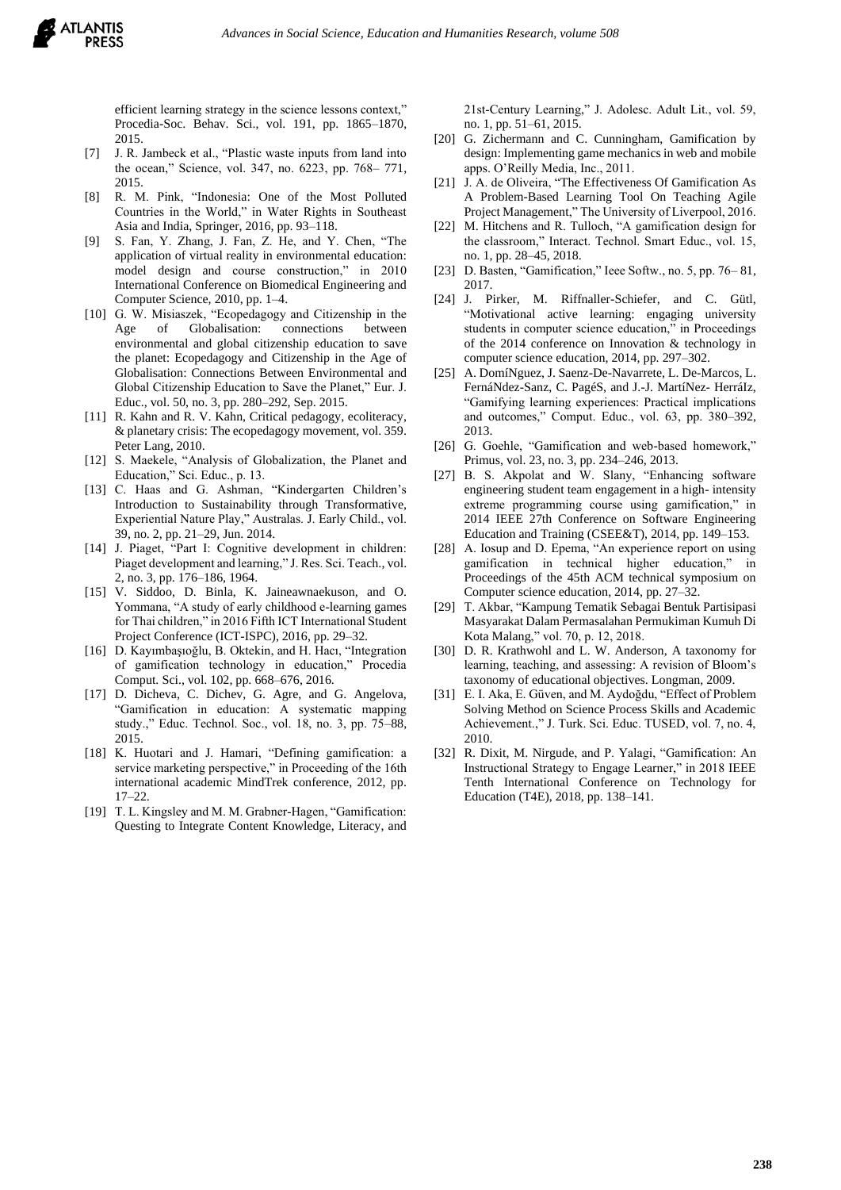efficient learning strategy in the science lessons context," Procedia-Soc. Behav. Sci., vol. 191, pp. 1865–1870, 2015.

[7] J. R. Jambeck et al., "Plastic waste inputs from land into the ocean," Science, vol. 347, no. 6223, pp. 768– 771, 2015.

[8] R. M. Pink, "Indonesia: One of the Most Polluted Countries in the World," in Water Rights in Southeast Asia and India, Springer, 2016, pp. 93–118.

[9] S. Fan, Y. Zhang, J. Fan, Z. He, and Y. Chen, "The application of virtual reality in environmental education: model design and course construction," in 2010 International Conference on Biomedical Engineering and Computer Science, 2010, pp. 1–4.

[10] G. W. Misiaszek, "Ecopedagogy and Citizenship in the Age of Globalisation: connections between environmental and global citizenship education to save the planet: Ecopedagogy and Citizenship in the Age of Globalisation: Connections Between Environmental and Global Citizenship Education to Save the Planet," Eur. J. Educ., vol. 50, no. 3, pp. 280–292, Sep. 2015.

[11] R. Kahn and R. V. Kahn, Critical pedagogy, ecoliteracy, & planetary crisis: The ecopedagogy movement, vol. 359. Peter Lang, 2010.

[12] S. Maekele, "Analysis of Globalization, the Planet and Education," Sci. Educ., p. 13.

[13] C. Haas and G. Ashman, "Kindergarten Children's Introduction to Sustainability through Transformative, Experiential Nature Play," Australas. J. Early Child., vol. 39, no. 2, pp. 21–29, Jun. 2014.

[14] J. Piaget, "Part I: Cognitive development in children: Piaget development and learning," J. Res. Sci. Teach., vol. 2, no. 3, pp. 176–186, 1964.

[15] V. Siddoo, D. Binla, K. Jaineawnaekuson, and O. Yommana, "A study of early childhood e-learning games for Thai children," in 2016 Fifth ICT International Student Project Conference (ICT-ISPC), 2016, pp. 29–32.

[16] D. Kayımbaşıoğlu, B. Oktekin, and H. Hacı, "Integration of gamification technology in education," Procedia Comput. Sci., vol. 102, pp. 668–676, 2016.

[17] D. Dicheva, C. Dichev, G. Agre, and G. Angelova, "Gamification in education: A systematic mapping study.," Educ. Technol. Soc., vol. 18, no. 3, pp. 75–88, 2015.

[18] K. Huotari and J. Hamari, "Defining gamification: a service marketing perspective," in Proceeding of the 16th international academic MindTrek conference, 2012, pp. 17–22.

[19] T. L. Kingsley and M. M. Grabner-Hagen, "Gamification: Questing to Integrate Content Knowledge, Literacy, and 21st-Century Learning," J. Adolesc. Adult Lit., vol. 59, no. 1, pp. 51–61, 2015.

[20] G. Zichermann and C. Cunningham, Gamification by design: Implementing game mechanics in web and mobile apps. O'Reilly Media, Inc., 2011.

[21] J. A. de Oliveira, "The Effectiveness Of Gamification As A Problem-Based Learning Tool On Teaching Agile Project Management," The University of Liverpool, 2016.

[22] M. Hitchens and R. Tulloch, "A gamification design for the classroom," Interact. Technol. Smart Educ., vol. 15, no. 1, pp. 28–45, 2018.

[23] D. Basten, "Gamification," Ieee Softw., no. 5, pp. 76– 81, 2017.

[24] J. Pirker, M. Riffnaller-Schiefer, and C. Gütl, "Motivational active learning: engaging university students in computer science education," in Proceedings of the 2014 conference on Innovation & technology in computer science education, 2014, pp. 297–302.

[25] A. DomíNguez, J. Saenz-De-Navarrete, L. De-Marcos, L. FernáNdez-Sanz, C. PagéS, and J.-J. MartíNez- HerráIz, "Gamifying learning experiences: Practical implications and outcomes," Comput. Educ., vol. 63, pp. 380–392, 2013.

[26] G. Goehle, "Gamification and web-based homework," Primus, vol. 23, no. 3, pp. 234–246, 2013.

[27] B. S. Akpolat and W. Slany, "Enhancing software engineering student team engagement in a high- intensity extreme programming course using gamification," in 2014 IEEE 27th Conference on Software Engineering Education and Training (CSEE&T), 2014, pp. 149–153.

[28] A. Iosup and D. Epema, "An experience report on using gamification in technical higher education," in Proceedings of the 45th ACM technical symposium on Computer science education, 2014, pp. 27–32.

[29] T. Akbar, "Kampung Tematik Sebagai Bentuk Partisipasi Masyarakat Dalam Permasalahan Permukiman Kumuh Di Kota Malang," vol. 70, p. 12, 2018.

[30] D. R. Krathwohl and L. W. Anderson, A taxonomy for learning, teaching, and assessing: A revision of Bloom's taxonomy of educational objectives. Longman, 2009.

[31] E. I. Aka, E. Güven, and M. Aydoğdu, "Effect of Problem Solving Method on Science Process Skills and Academic Achievement.," J. Turk. Sci. Educ. TUSED, vol. 7, no. 4, 2010.

[32] R. Dixit, M. Nirgude, and P. Yalagi, "Gamification: An Instructional Strategy to Engage Learner," in 2018 IEEE Tenth International Conference on Technology for Education (T4E), 2018, pp. 138–141.